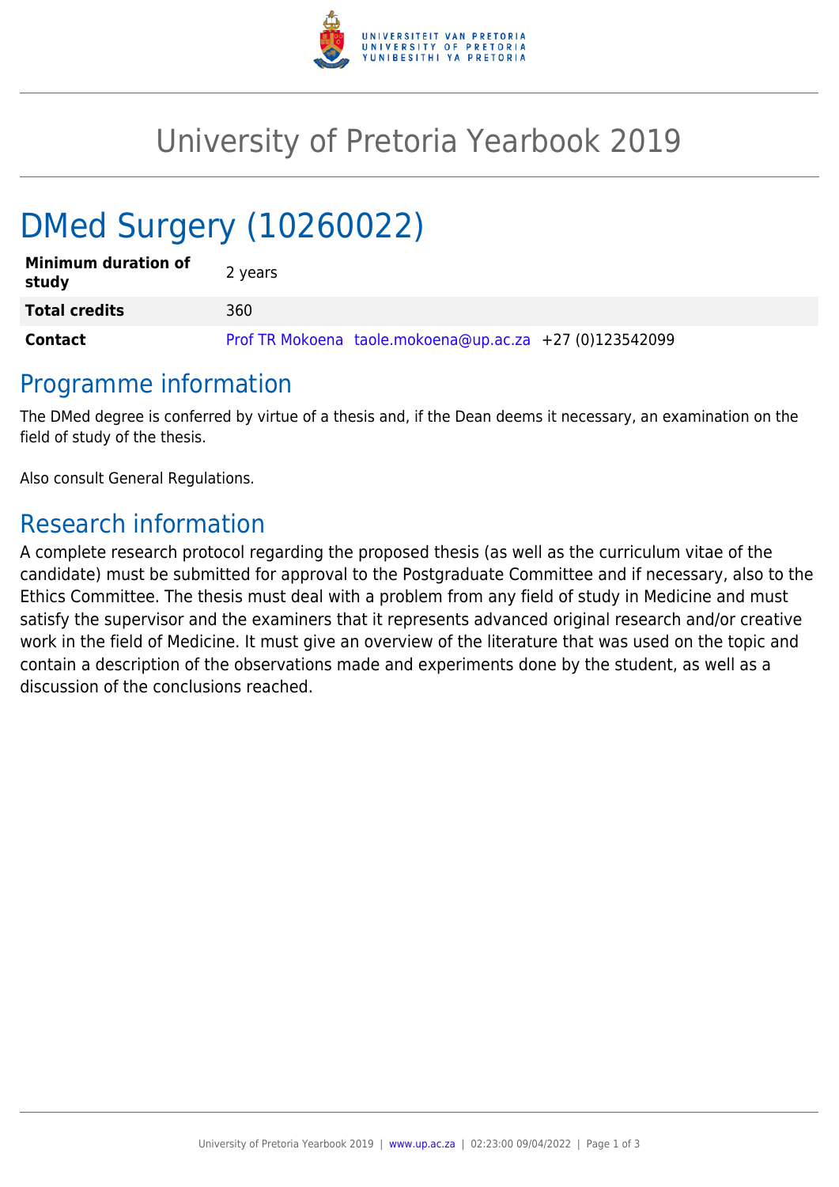# University of Pretoria Yearbook 2019

# DMed Surgery (10260022)

| | |
|---|---|
| **Minimum duration of study** | 2 years |
| **Total credits** | 360 |
| **Contact** | Prof TR Mokoena taole.mokoena@up.ac.za +27 (0)123542099 |

## Programme information

The DMed degree is conferred by virtue of a thesis and, if the Dean deems it necessary, an examination on the field of study of the thesis.

Also consult General Regulations.

## Research information

A complete research protocol regarding the proposed thesis (as well as the curriculum vitae of the candidate) must be submitted for approval to the Postgraduate Committee and if necessary, also to the Ethics Committee. The thesis must deal with a problem from any field of study in Medicine and must satisfy the supervisor and the examiners that it represents advanced original research and/or creative work in the field of Medicine. It must give an overview of the literature that was used on the topic and contain a description of the observations made and experiments done by the student, as well as a discussion of the conclusions reached.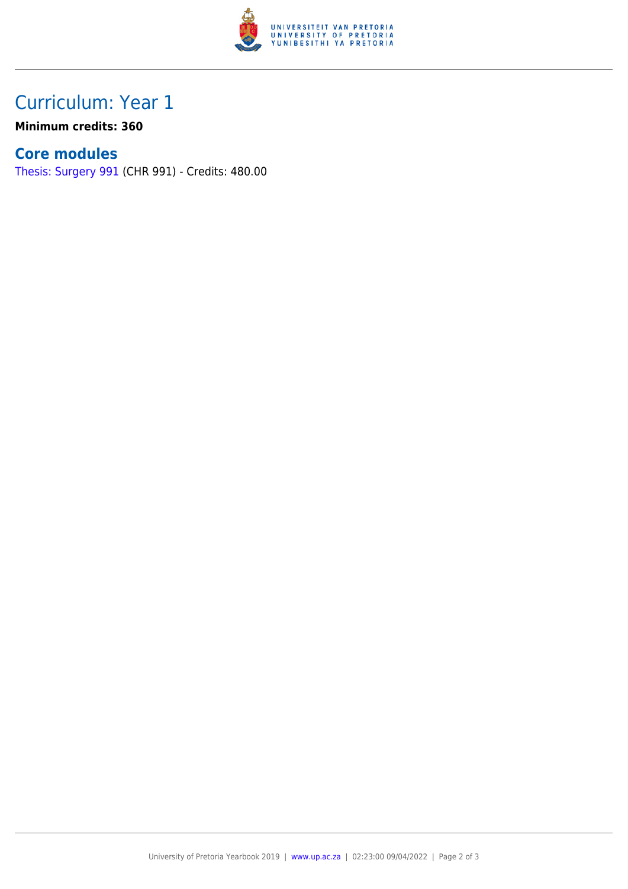# Curriculum: Year 1

**Minimum credits: 360**

## Core modules

Thesis: Surgery 991 (CHR 991) - Credits: 480.00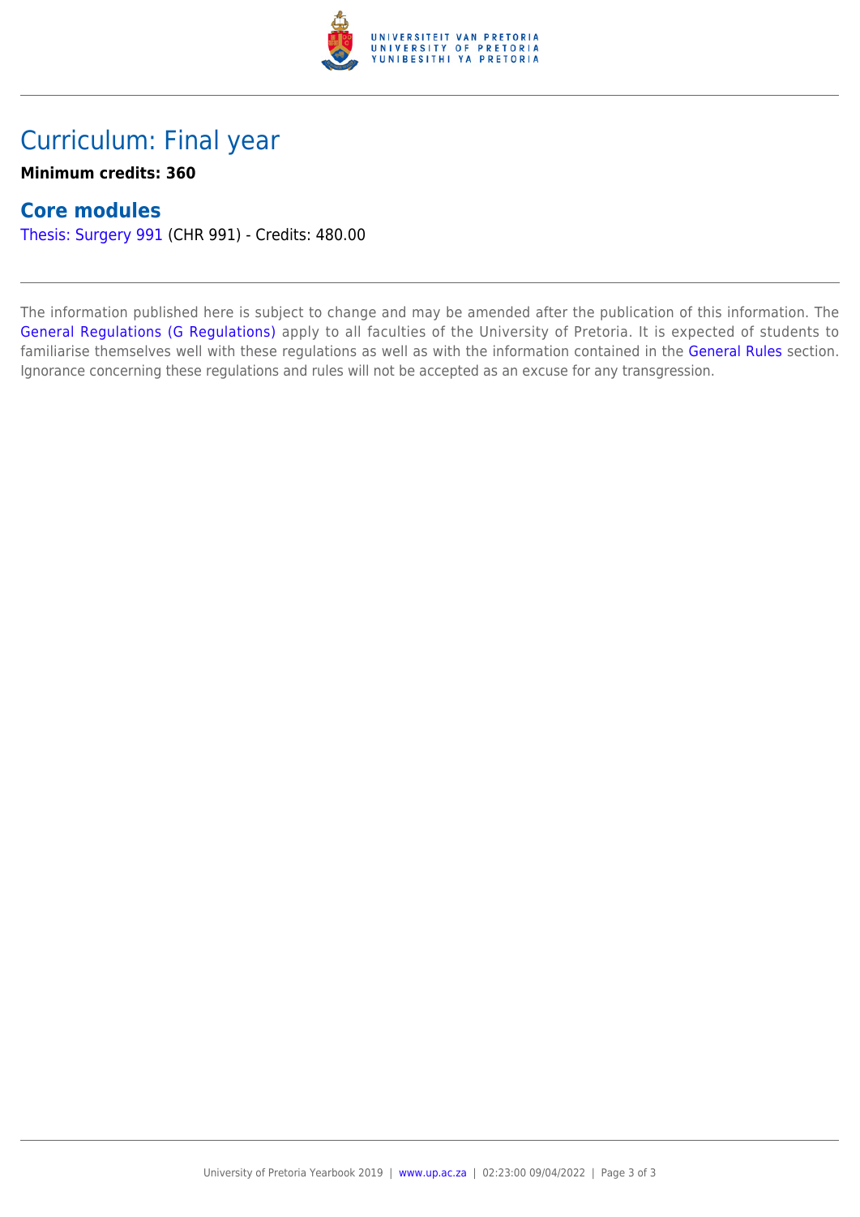## Curriculum: Final year

**Minimum credits: 360**

### Core modules

Thesis: Surgery 991 (CHR 991) - Credits: 480.00

The information published here is subject to change and may be amended after the publication of this information. The General Regulations (G Regulations) apply to all faculties of the University of Pretoria. It is expected of students to familiarise themselves well with these regulations as well as with the information contained in the General Rules section. Ignorance concerning these regulations and rules will not be accepted as an excuse for any transgression.